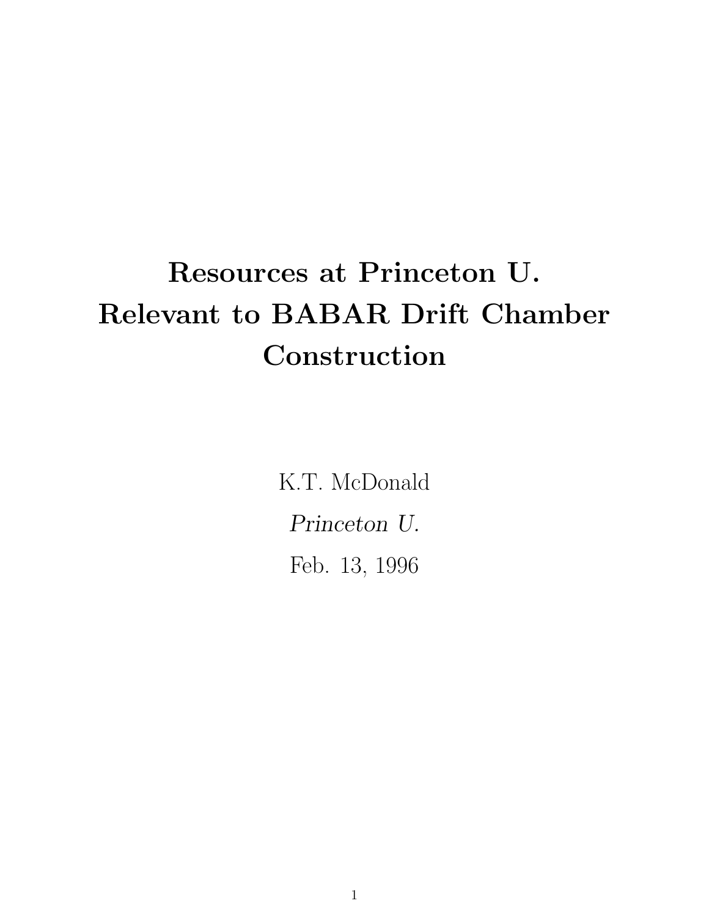# Resources at Princeton U. Relevant to BABAR Drift Chamber Construction

K.T. McDonald

*Princeton U.*

Feb. 13, 1996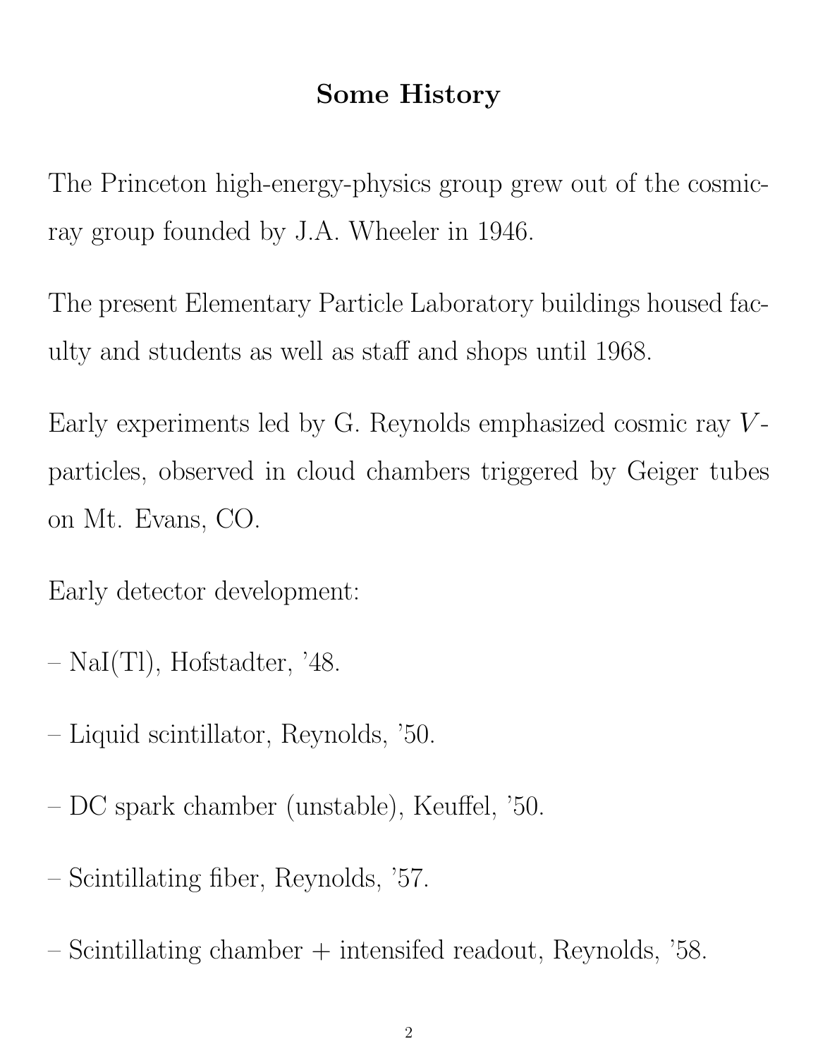## Some History

The Princeton high-energy-physics group grew out of the cosmic-ray group founded by J.A. Wheeler in 1946.

The present Elementary Particle Laboratory buildings housed faculty and students as well as staff and shops until 1968.

Early experiments led by G. Reynolds emphasized cosmic ray $V$-particles, observed in cloud chambers triggered by Geiger tubes on Mt. Evans, CO.

Early detector development:

– NaI(Tl), Hofstadter, '48.

– Liquid scintillator, Reynolds, '50.

– DC spark chamber (unstable), Keuffel, '50.

– Scintillating fiber, Reynolds, '57.

– Scintillating chamber + intensifed readout, Reynolds, '58.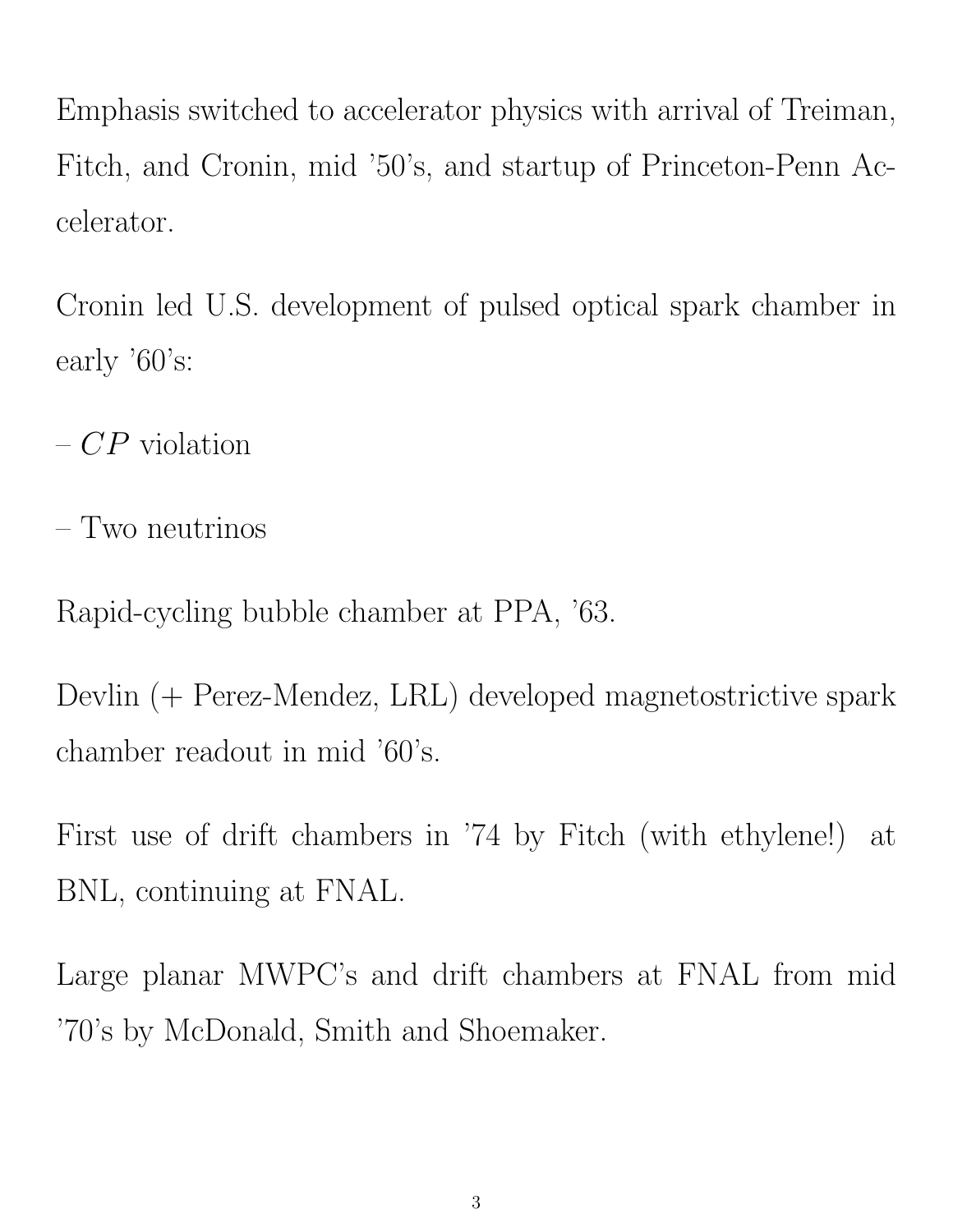Emphasis switched to accelerator physics with arrival of Treiman, Fitch, and Cronin, mid '50's, and startup of Princeton-Penn Accelerator.

Cronin led U.S. development of pulsed optical spark chamber in early '60's:

– $CP$ violation

– Two neutrinos

Rapid-cycling bubble chamber at PPA, '63.

Devlin (+ Perez-Mendez, LRL) developed magnetostrictive spark chamber readout in mid '60's.

First use of drift chambers in '74 by Fitch (with ethylene!) at BNL, continuing at FNAL.

Large planar MWPC's and drift chambers at FNAL from mid '70's by McDonald, Smith and Shoemaker.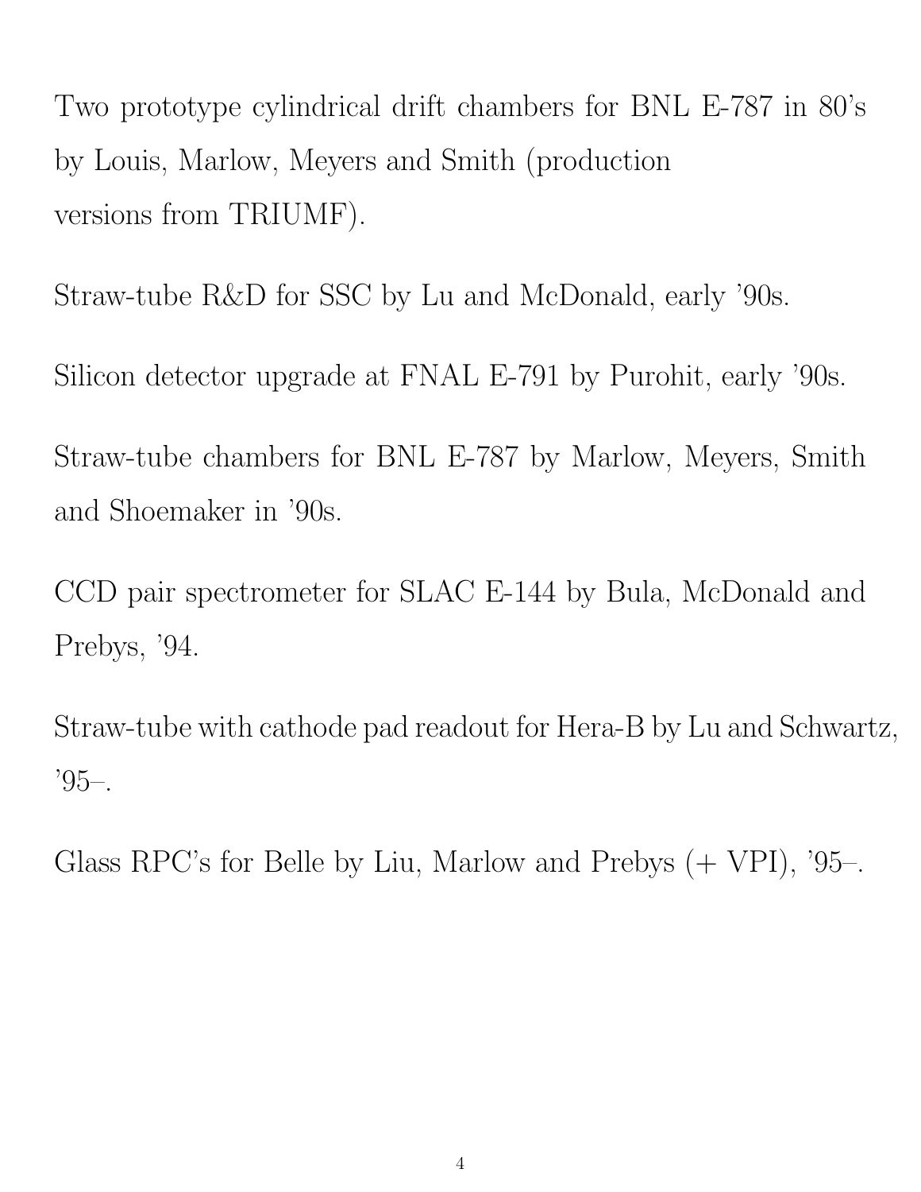Two prototype cylindrical drift chambers for BNL E-787 in 80's by Louis, Marlow, Meyers and Smith (production versions from TRIUMF).

Straw-tube R&D for SSC by Lu and McDonald, early '90s.

Silicon detector upgrade at FNAL E-791 by Purohit, early '90s.

Straw-tube chambers for BNL E-787 by Marlow, Meyers, Smith and Shoemaker in '90s.

CCD pair spectrometer for SLAC E-144 by Bula, McDonald and Prebys, '94.

Straw-tube with cathode pad readout for Hera-B by Lu and Schwartz, '95–.

Glass RPC's for Belle by Liu, Marlow and Prebys (+ VPI), '95–.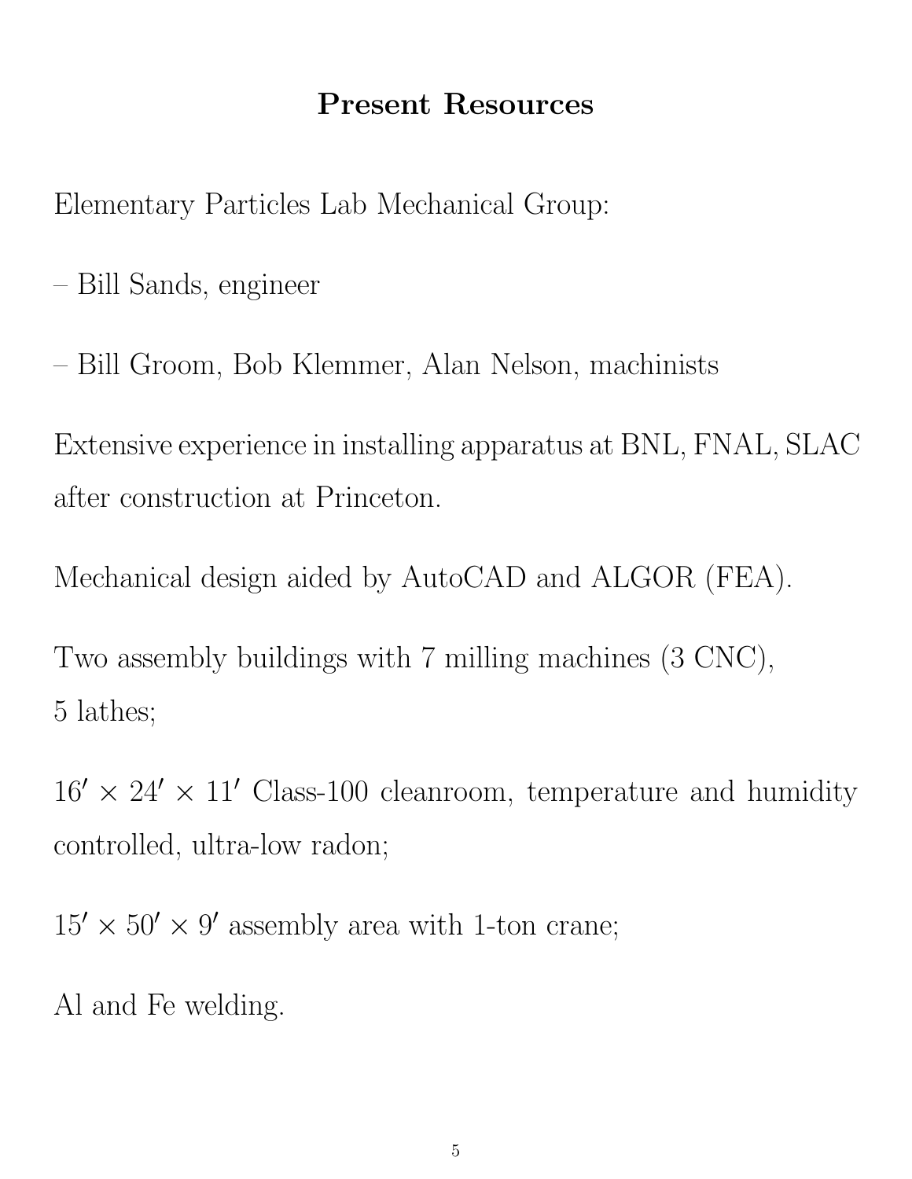# Present Resources

Elementary Particles Lab Mechanical Group:

– Bill Sands, engineer

– Bill Groom, Bob Klemmer, Alan Nelson, machinists

Extensive experience in installing apparatus at BNL, FNAL, SLAC after construction at Princeton.

Mechanical design aided by AutoCAD and ALGOR (FEA).

Two assembly buildings with 7 milling machines (3 CNC), 5 lathes;

$16' \times 24' \times 11'$ Class-100 cleanroom, temperature and humidity controlled, ultra-low radon;

$15' \times 50' \times 9'$ assembly area with 1-ton crane;

Al and Fe welding.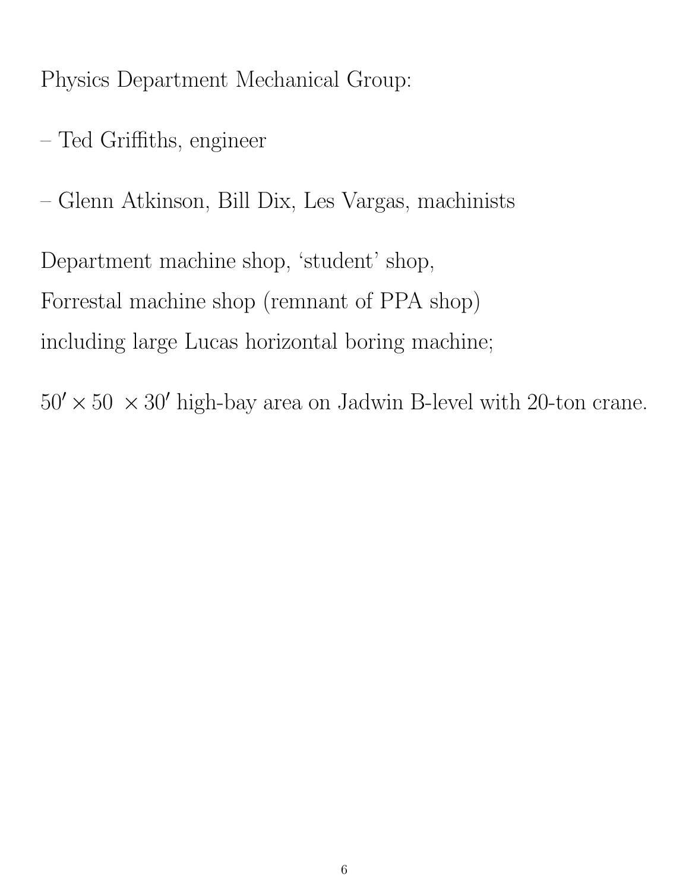Physics Department Mechanical Group:

– Ted Griffiths, engineer

– Glenn Atkinson, Bill Dix, Les Vargas, machinists

Department machine shop, 'student' shop,
Forrestal machine shop (remnant of PPA shop)
including large Lucas horizontal boring machine;

$50' \times 50\ \times 30'$ high-bay area on Jadwin B-level with 20-ton crane.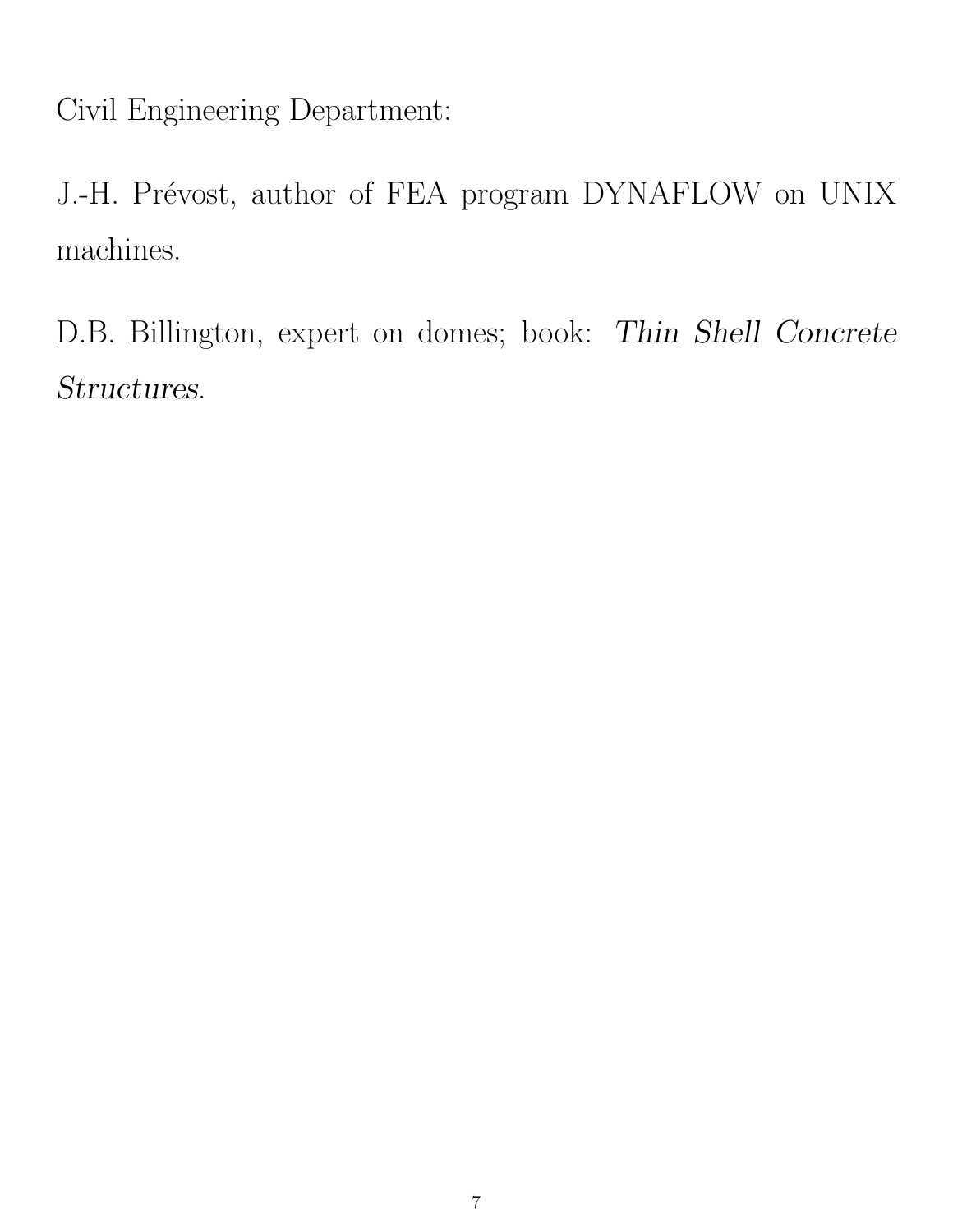Civil Engineering Department:

J.-H. Prévost, author of FEA program DYNAFLOW on UNIX machines.

D.B. Billington, expert on domes; book: *Thin Shell Concrete Structures*.